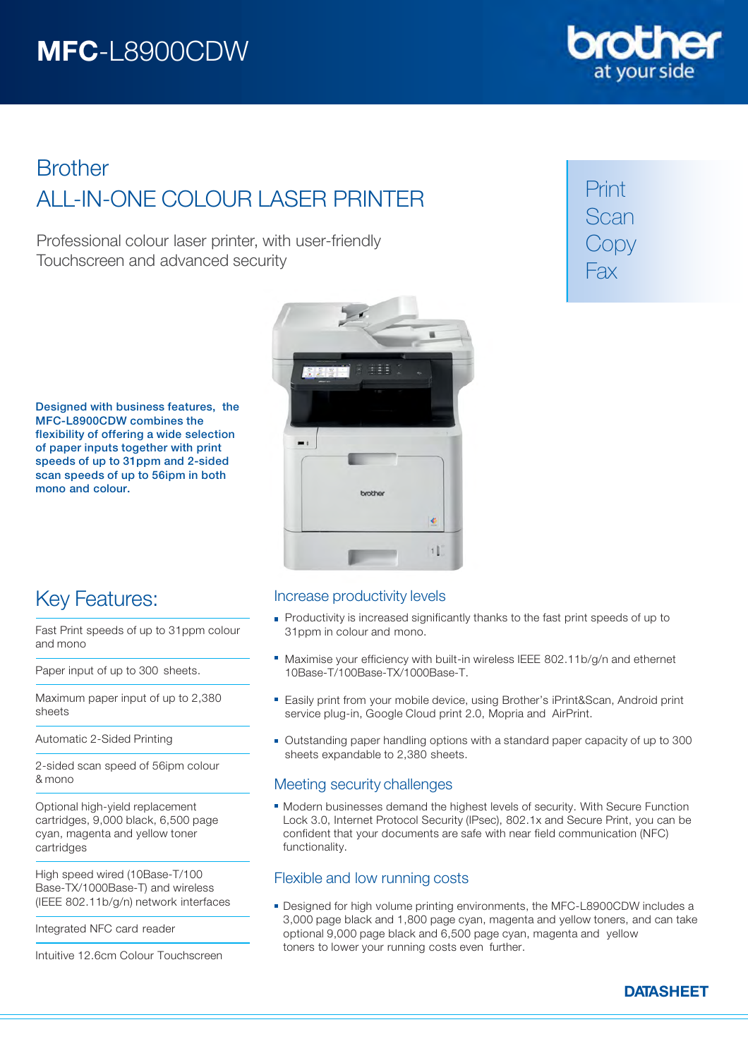# MFC-L8900CDW

brother at your side

## Brother
## ALL-IN-ONE COLOUR LASER PRINTER

Professional colour laser printer, with user-friendly Touchscreen and advanced security

Print
Scan
Copy
Fax

**Designed with business features, the MFC-L8900CDW combines the flexibility of offering a wide selection of paper inputs together with print speeds of up to 31ppm and 2-sided scan speeds of up to 56ipm in both mono and colour.**

## Key Features:

- Fast Print speeds of up to 31ppm colour and mono
- Paper input of up to 300 sheets.
- Maximum paper input of up to 2,380 sheets
- Automatic 2-Sided Printing
- 2-sided scan speed of 56ipm colour & mono
- Optional high-yield replacement cartridges, 9,000 black, 6,500 page cyan, magenta and yellow toner cartridges
- High speed wired (10Base-T/100 Base-TX/1000Base-T) and wireless (IEEE 802.11b/g/n) network interfaces
- Integrated NFC card reader
- Intuitive 12.6cm Colour Touchscreen

### Increase productivity levels

- Productivity is increased significantly thanks to the fast print speeds of up to 31ppm in colour and mono.
- Maximise your efficiency with built-in wireless IEEE 802.11b/g/n and ethernet 10Base-T/100Base-TX/1000Base-T.
- Easily print from your mobile device, using Brother's iPrint&Scan, Android print service plug-in, Google Cloud print 2.0, Mopria and AirPrint.
- Outstanding paper handling options with a standard paper capacity of up to 300 sheets expandable to 2,380 sheets.

### Meeting security challenges

- Modern businesses demand the highest levels of security. With Secure Function Lock 3.0, Internet Protocol Security (IPsec), 802.1x and Secure Print, you can be confident that your documents are safe with near field communication (NFC) functionality.

### Flexible and low running costs

- Designed for high volume printing environments, the MFC-L8900CDW includes a 3,000 page black and 1,800 page cyan, magenta and yellow toners, and can take optional 9,000 page black and 6,500 page cyan, magenta and yellow toners to lower your running costs even further.

**DATASHEET**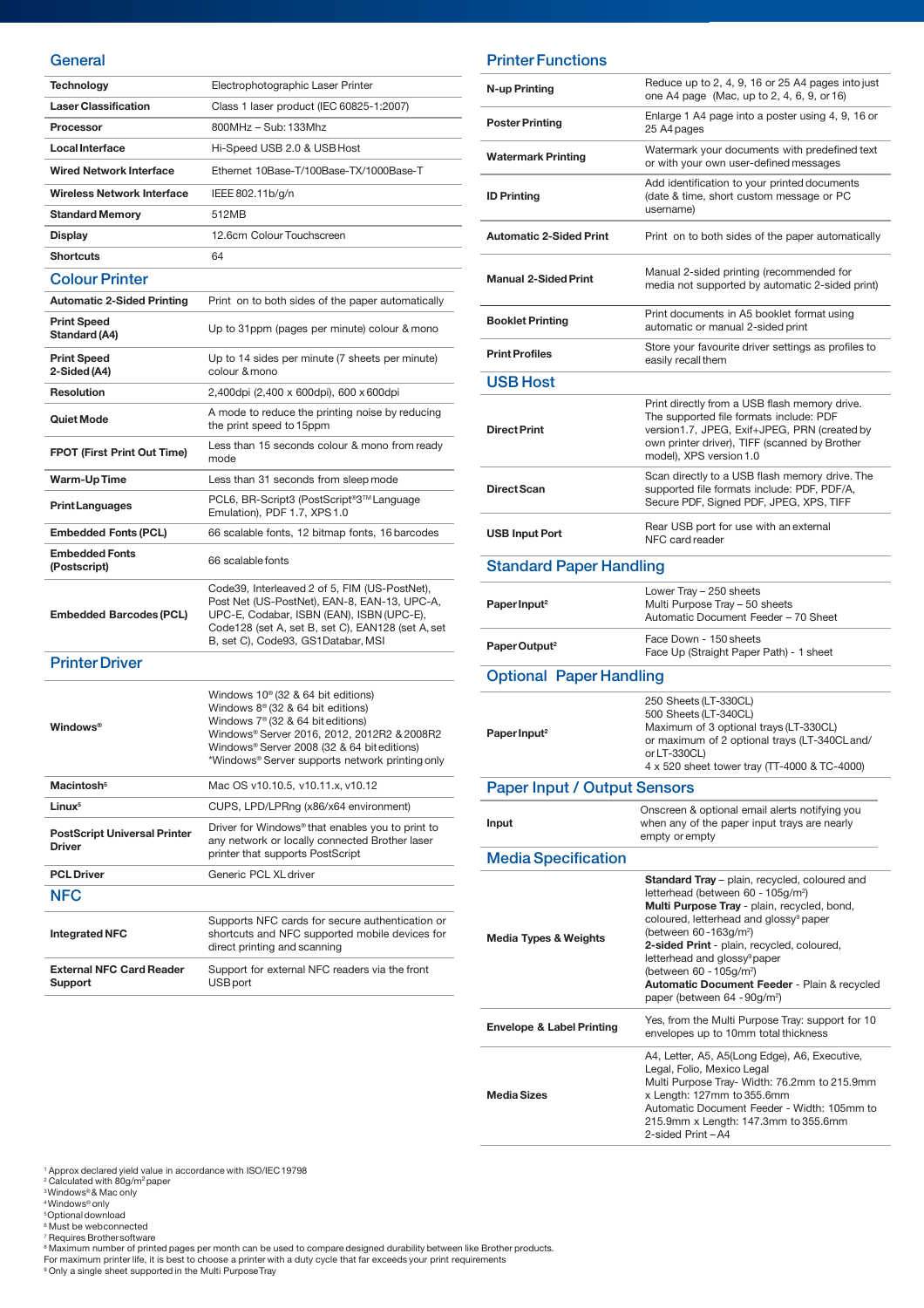## General

| | |
|---|---|
| Technology | Electrophotographic Laser Printer |
| Laser Classification | Class 1 laser product (IEC 60825-1:2007) |
| Processor | 800MHz – Sub: 133Mhz |
| Local Interface | Hi-Speed USB 2.0 & USB Host |
| Wired Network Interface | Ethernet 10Base-T/100Base-TX/1000Base-T |
| Wireless Network Interface | IEEE 802.11b/g/n |
| Standard Memory | 512MB |
| Display | 12.6cm Colour Touchscreen |
| Shortcuts | 64 |

## Colour Printer

| | |
|---|---|
| Automatic 2-Sided Printing | Print on to both sides of the paper automatically |
| Print Speed Standard (A4) | Up to 31ppm (pages per minute) colour & mono |
| Print Speed 2-Sided (A4) | Up to 14 sides per minute (7 sheets per minute) colour & mono |
| Resolution | 2,400dpi (2,400 x 600dpi), 600 x 600dpi |
| Quiet Mode | A mode to reduce the printing noise by reducing the print speed to 15ppm |
| FPOT (First Print Out Time) | Less than 15 seconds colour & mono from ready mode |
| Warm-Up Time | Less than 31 seconds from sleep mode |
| Print Languages | PCL6, BR-Script3 (PostScript®3™ Language Emulation), PDF 1.7, XPS 1.0 |
| Embedded Fonts (PCL) | 66 scalable fonts, 12 bitmap fonts, 16 barcodes |
| Embedded Fonts (Postscript) | 66 scalable fonts |
| Embedded Barcodes (PCL) | Code39, Interleaved 2 of 5, FIM (US-PostNet), Post Net (US-PostNet), EAN-8, EAN-13, UPC-A, UPC-E, Codabar, ISBN (EAN), ISBN (UPC-E), Code128 (set A, set B, set C), EAN128 (set A, set B, set C), Code93, GS1Databar, MSI |

## Printer Driver

| | |
|---|---|
| Windows® | Windows 10® (32 & 64 bit editions)<br>Windows 8® (32 & 64 bit editions)<br>Windows 7® (32 & 64 bit editions)<br>Windows® Server 2016, 2012, 2012R2 & 2008R2<br>Windows® Server 2008 (32 & 64 bit editions)<br>*Windows® Server supports network printing only |
| Macintosh[5] | Mac OS v10.10.5, v10.11.x, v10.12 |
| Linux[5] | CUPS, LPD/LPRng (x86/x64 environment) |
| PostScript Universal Printer Driver | Driver for Windows® that enables you to print to any network or locally connected Brother laser printer that supports PostScript |
| PCL Driver | Generic PCL XL driver |

## NFC

| | |
|---|---|
| Integrated NFC | Supports NFC cards for secure authentication or shortcuts and NFC supported mobile devices for direct printing and scanning |
| External NFC Card Reader Support | Support for external NFC readers via the front USB port |

## Printer Functions

| | |
|---|---|
| N-up Printing | Reduce up to 2, 4, 9, 16 or 25 A4 pages into just one A4 page (Mac, up to 2, 4, 6, 9, or 16) |
| Poster Printing | Enlarge 1 A4 page into a poster using 4, 9, 16 or 25 A4 pages |
| Watermark Printing | Watermark your documents with predefined text or with your own user-defined messages |
| ID Printing | Add identification to your printed documents (date & time, short custom message or PC username) |
| Automatic 2-Sided Print | Print on to both sides of the paper automatically |
| Manual 2-Sided Print | Manual 2-sided printing (recommended for media not supported by automatic 2-sided print) |
| Booklet Printing | Print documents in A5 booklet format using automatic or manual 2-sided print |
| Print Profiles | Store your favourite driver settings as profiles to easily recall them |

## USB Host

| | |
|---|---|
| Direct Print | Print directly from a USB flash memory drive. The supported file formats include: PDF version1.7, JPEG, Exif+JPEG, PRN (created by own printer driver), TIFF (scanned by Brother model), XPS version 1.0 |
| Direct Scan | Scan directly to a USB flash memory drive. The supported file formats include: PDF, PDF/A, Secure PDF, Signed PDF, JPEG, XPS, TIFF |
| USB Input Port | Rear USB port for use with an external NFC card reader |

## Standard Paper Handling

| | |
|---|---|
| Paper Input[2] | Lower Tray – 250 sheets<br>Multi Purpose Tray – 50 sheets<br>Automatic Document Feeder – 70 Sheet |
| Paper Output[2] | Face Down - 150 sheets<br>Face Up (Straight Paper Path) - 1 sheet |

## Optional Paper Handling

| | |
|---|---|
| Paper Input[2] | 250 Sheets (LT-330CL)<br>500 Sheets (LT-340CL)<br>Maximum of 3 optional trays (LT-330CL)<br>or maximum of 2 optional trays (LT-340CL and/or LT-330CL)<br>4 x 520 sheet tower tray (TT-4000 & TC-4000) |

## Paper Input / Output Sensors

| | |
|---|---|
| Input | Onscreen & optional email alerts notifying you when any of the paper input trays are nearly empty or empty |

## Media Specification

| | |
|---|---|
| Media Types & Weights | **Standard Tray** – plain, recycled, coloured and letterhead (between 60 - 105g/m²)<br>**Multi Purpose Tray** - plain, recycled, bond, coloured, letterhead and glossy[9] paper (between 60 -163g/m²)<br>**2-sided Print** - plain, recycled, coloured, letterhead and glossy[9] paper (between 60 - 105g/m²)<br>**Automatic Document Feeder** - Plain & recycled paper (between 64 - 90g/m²) |
| Envelope & Label Printing | Yes, from the Multi Purpose Tray: support for 10 envelopes up to 10mm total thickness |
| Media Sizes | A4, Letter, A5, A5(Long Edge), A6, Executive, Legal, Folio, Mexico Legal<br>Multi Purpose Tray- Width: 76.2mm to 215.9mm x Length: 127mm to 355.6mm<br>Automatic Document Feeder - Width: 105mm to 215.9mm x Length: 147.3mm to 355.6mm<br>2-sided Print – A4 |

[1] Approx declared yield value in accordance with ISO/IEC 19798
[2] Calculated with 80g/m² paper
[3] Windows® & Mac only
[4] Windows® only
[5] Optional download
[6] Must be webconnected
[7] Requires Brother software
[8] Maximum number of printed pages per month can be used to compare designed durability between like Brother products. For maximum printer life, it is best to choose a printer with a duty cycle that far exceeds your print requirements
[9] Only a single sheet supported in the Multi Purpose Tray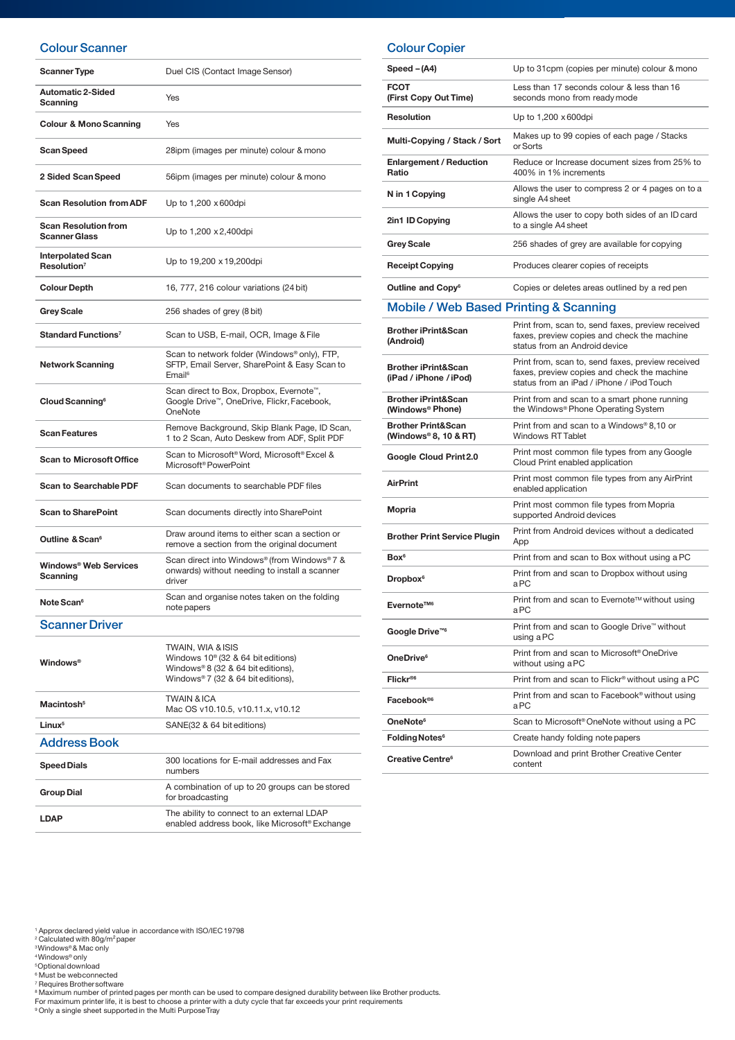## Colour Scanner

| | |
|---|---|
| **Scanner Type** | Duel CIS (Contact Image Sensor) |
| **Automatic 2-Sided Scanning** | Yes |
| **Colour & Mono Scanning** | Yes |
| **Scan Speed** | 28ipm (images per minute) colour & mono |
| **2 Sided Scan Speed** | 56ipm (images per minute) colour & mono |
| **Scan Resolution from ADF** | Up to 1,200 x 600dpi |
| **Scan Resolution from Scanner Glass** | Up to 1,200 x 2,400dpi |
| **Interpolated Scan Resolution**[7] | Up to 19,200 x 19,200dpi |
| **Colour Depth** | 16, 777, 216 colour variations (24 bit) |
| **Grey Scale** | 256 shades of grey (8 bit) |
| **Standard Functions**[7] | Scan to USB, E-mail, OCR, Image & File |
| **Network Scanning** | Scan to network folder (Windows® only), FTP, SFTP, Email Server, SharePoint & Easy Scan to Email[6] |
| **Cloud Scanning**[6] | Scan direct to Box, Dropbox, Evernote™, Google Drive™, OneDrive, Flickr, Facebook, OneNote |
| **Scan Features** | Remove Background, Skip Blank Page, ID Scan, 1 to 2 Scan, Auto Deskew from ADF, Split PDF |
| **Scan to Microsoft Office** | Scan to Microsoft® Word, Microsoft® Excel & Microsoft® PowerPoint |
| **Scan to Searchable PDF** | Scan documents to searchable PDF files |
| **Scan to SharePoint** | Scan documents directly into SharePoint |
| **Outline & Scan**[6] | Draw around items to either scan a section or remove a section from the original document |
| **Windows® Web Services Scanning** | Scan direct into Windows® (from Windows® 7 & onwards) without needing to install a scanner driver |
| **Note Scan**[6] | Scan and organise notes taken on the folding note papers |

## Scanner Driver

| | |
|---|---|
| **Windows®** | TWAIN, WIA & ISIS<br>Windows 10® (32 & 64 bit editions)<br>Windows® 8 (32 & 64 bit editions),<br>Windows® 7 (32 & 64 bit editions), |
| **Macintosh**[5] | TWAIN & ICA<br>Mac OS v10.10.5, v10.11.x, v10.12 |
| **Linux**[5] | SANE(32 & 64 bit editions) |

## Address Book

| | |
|---|---|
| **Speed Dials** | 300 locations for E-mail addresses and Fax numbers |
| **Group Dial** | A combination of up to 20 groups can be stored for broadcasting |
| **LDAP** | The ability to connect to an external LDAP enabled address book, like Microsoft® Exchange |

## Colour Copier

| | |
|---|---|
| **Speed – (A4)** | Up to 31cpm (copies per minute) colour & mono |
| **FCOT (First Copy Out Time)** | Less than 17 seconds colour & less than 16 seconds mono from ready mode |
| **Resolution** | Up to 1,200 x 600dpi |
| **Multi-Copying / Stack / Sort** | Makes up to 99 copies of each page / Stacks or Sorts |
| **Enlargement / Reduction Ratio** | Reduce or Increase document sizes from 25% to 400% in 1% increments |
| **N in 1 Copying** | Allows the user to compress 2 or 4 pages on to a single A4 sheet |
| **2in1 ID Copying** | Allows the user to copy both sides of an ID card to a single A4 sheet |
| **Grey Scale** | 256 shades of grey are available for copying |
| **Receipt Copying** | Produces clearer copies of receipts |
| **Outline and Copy**[6] | Copies or deletes areas outlined by a red pen |

## Mobile / Web Based Printing & Scanning

| | |
|---|---|
| **Brother iPrint&Scan (Android)** | Print from, scan to, send faxes, preview received faxes, preview copies and check the machine status from an Android device |
| **Brother iPrint&Scan (iPad / iPhone / iPod)** | Print from, scan to, send faxes, preview received faxes, preview copies and check the machine status from an iPad / iPhone / iPod Touch |
| **Brother iPrint&Scan (Windows® Phone)** | Print from and scan to a smart phone running the Windows® Phone Operating System |
| **Brother Print&Scan (Windows® 8, 10 & RT)** | Print from and scan to a Windows® 8,10 or Windows RT Tablet |
| **Google Cloud Print 2.0** | Print most common file types from any Google Cloud Print enabled application |
| **AirPrint** | Print most common file types from any AirPrint enabled application |
| **Mopria** | Print most common file types from Mopria supported Android devices |
| **Brother Print Service Plugin** | Print from Android devices without a dedicated App |
| **Box**[6] | Print from and scan to Box without using a PC |
| **Dropbox**[6] | Print from and scan to Dropbox without using a PC |
| **Evernote™**[6] | Print from and scan to Evernote™ without using a PC |
| **Google Drive™**[6] | Print from and scan to Google Drive™ without using a PC |
| **OneDrive**[6] | Print from and scan to Microsoft® OneDrive without using a PC |
| **Flickr®**[6] | Print from and scan to Flickr® without using a PC |
| **Facebook®**[6] | Print from and scan to Facebook® without using a PC |
| **OneNote**[6] | Scan to Microsoft® OneNote without using a PC |
| **Folding Notes**[6] | Create handy folding note papers |
| **Creative Centre**[6] | Download and print Brother Creative Center content |

[1] Approx declared yield value in accordance with ISO/IEC 19798
[2] Calculated with 80g/m² paper
[3] Windows® & Mac only
[4] Windows® only
[5] Optional download
[6] Must be web connected
[7] Requires Brother software
[8] Maximum number of printed pages per month can be used to compare designed durability between like Brother products. For maximum printer life, it is best to choose a printer with a duty cycle that far exceeds your print requirements
[9] Only a single sheet supported in the Multi Purpose Tray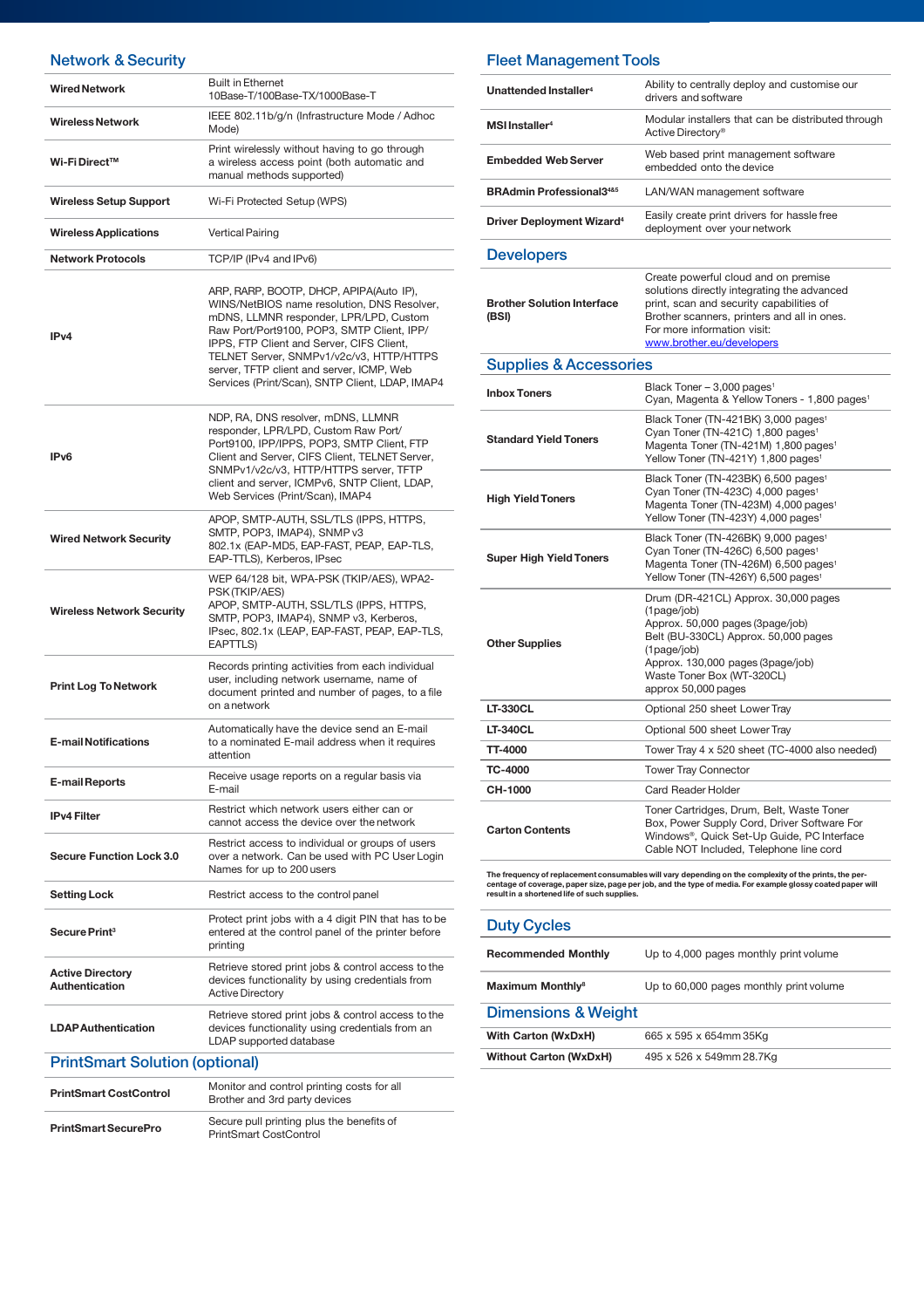## Network & Security

| | |
|---|---|
| **Wired Network** | Built in Ethernet 10Base-T/100Base-T/1000Base-T |
| **Wireless Network** | IEEE 802.11b/g/n (Infrastructure Mode / Adhoc Mode) |
| **Wi-Fi Direct™** | Print wirelessly without having to go through a wireless access point (both automatic and manual methods supported) |
| **Wireless Setup Support** | Wi-Fi Protected Setup (WPS) |
| **Wireless Applications** | Vertical Pairing |
| **Network Protocols** | TCP/IP (IPv4 and IPv6) |
| **IPv4** | ARP, RARP, BOOTP, DHCP, APIPA(Auto IP), WINS/NetBIOS name resolution, DNS Resolver, mDNS, LLMNR responder, LPR/LPD, Custom Raw Port/Port9100, POP3, SMTP Client, IPP/IPPS, FTP Client and Server, CIFS Client, TELNET Server, SNMPv1/v2c/v3, HTTP/HTTPS server, TFTP client and server, ICMP, Web Services (Print/Scan), SNTP Client, LDAP, IMAP4 |
| **IPv6** | NDP, RA, DNS resolver, mDNS, LLMNR responder, LPR/LPD, Custom Raw Port/Port9100, IPP/IPPS, POP3, SMTP Client, FTP Client and Server, CIFS Client, TELNET Server, SNMPv1/v2c/v3, HTTP/HTTPS server, TFTP client and server, ICMPv6, SNTP Client, LDAP, Web Services (Print/Scan), IMAP4 |
| **Wired Network Security** | APOP, SMTP-AUTH, SSL/TLS (IPPS, HTTPS, SMTP, POP3, IMAP4), SNMP v3 802.1x (EAP-MD5, EAP-FAST, PEAP, EAP-TLS, EAP-TTLS), Kerberos, IPsec |
| **Wireless Network Security** | WEP 64/128 bit, WPA-PSK (TKIP/AES), WPA2-PSK (TKIP/AES) APOP, SMTP-AUTH, SSL/TLS (IPPS, HTTPS, SMTP, POP3, IMAP4), SNMP v3, Kerberos, IPsec, 802.1x (LEAP, EAP-FAST, PEAP, EAP-TLS, EAPTTLS) |
| **Print Log To Network** | Records printing activities from each individual user, including network username, name of document printed and number of pages, to a file on a network |
| **E-mail Notifications** | Automatically have the device send an E-mail to a nominated E-mail address when it requires attention |
| **E-mail Reports** | Receive usage reports on a regular basis via E-mail |
| **IPv4 Filter** | Restrict which network users either can or cannot access the device over the network |
| **Secure Function Lock 3.0** | Restrict access to individual or groups of users over a network. Can be used with PC User Login Names for up to 200 users |
| **Setting Lock** | Restrict access to the control panel |
| **Secure Print[3]** | Protect print jobs with a 4 digit PIN that has to be entered at the control panel of the printer before printing |
| **Active Directory Authentication** | Retrieve stored print jobs & control access to the devices functionality by using credentials from Active Directory |
| **LDAP Authentication** | Retrieve stored print jobs & control access to the devices functionality using credentials from an LDAP supported database |

## PrintSmart Solution (optional)

| | |
|---|---|
| **PrintSmart CostControl** | Monitor and control printing costs for all Brother and 3rd party devices |
| **PrintSmart SecurePro** | Secure pull printing plus the benefits of PrintSmart CostControl |

## Fleet Management Tools

| | |
|---|---|
| **Unattended Installer[4]** | Ability to centrally deploy and customise our drivers and software |
| **MSI Installer[4]** | Modular installers that can be distributed through Active Directory® |
| **Embedded Web Server** | Web based print management software embedded onto the device |
| **BRAdmin Professional3[4&5]** | LAN/WAN management software |
| **Driver Deployment Wizard[4]** | Easily create print drivers for hassle free deployment over your network |

## Developers

| | |
|---|---|
| **Brother Solution Interface (BSI)** | Create powerful cloud and on premise solutions directly integrating the advanced print, scan and security capabilities of Brother scanners, printers and all in ones. For more information visit: www.brother.eu/developers |

## Supplies & Accessories

| | |
|---|---|
| **Inbox Toners** | Black Toner – 3,000 pages[1] Cyan, Magenta & Yellow Toners - 1,800 pages[1] |
| **Standard Yield Toners** | Black Toner (TN-421BK) 3,000 pages[1] Cyan Toner (TN-421C) 1,800 pages[1] Magenta Toner (TN-421M) 1,800 pages[1] Yellow Toner (TN-421Y) 1,800 pages[1] |
| **High Yield Toners** | Black Toner (TN-423BK) 6,500 pages[1] Cyan Toner (TN-423C) 4,000 pages[1] Magenta Toner (TN-423M) 4,000 pages[1] Yellow Toner (TN-423Y) 4,000 pages[1] |
| **Super High Yield Toners** | Black Toner (TN-426BK) 9,000 pages[1] Cyan Toner (TN-426C) 6,500 pages[1] Magenta Toner (TN-426M) 6,500 pages[1] Yellow Toner (TN-426Y) 6,500 pages[1] |
| **Other Supplies** | Drum (DR-421CL) Approx. 30,000 pages (1page/job) Approx. 50,000 pages (3page/job) Belt (BU-330CL) Approx. 50,000 pages (1page/job) Approx. 130,000 pages (3page/job) Waste Toner Box (WT-320CL) approx 50,000 pages |
| **LT-330CL** | Optional 250 sheet Lower Tray |
| **LT-340CL** | Optional 500 sheet Lower Tray |
| **TT-4000** | Tower Tray 4 x 520 sheet (TC-4000 also needed) |
| **TC-4000** | Tower Tray Connector |
| **CH-1000** | Card Reader Holder |
| **Carton Contents** | Toner Cartridges, Drum, Belt, Waste Toner Box, Power Supply Cord, Driver Software For Windows®, Quick Set-Up Guide, PC Interface Cable NOT Included, Telephone line cord |

**The frequency of replacement consumables will vary depending on the complexity of the prints, the percentage of coverage, paper size, page per job, and the type of media. For example glossy coated paper will result in a shortened life of such supplies.**

## Duty Cycles

| | |
|---|---|
| **Recommended Monthly** | Up to 4,000 pages monthly print volume |
| **Maximum Monthly[8]** | Up to 60,000 pages monthly print volume |

## Dimensions & Weight

| | |
|---|---|
| **With Carton (WxDxH)** | 665 x 595 x 654mm 35Kg |
| **Without Carton (WxDxH)** | 495 x 526 x 549mm 28.7Kg |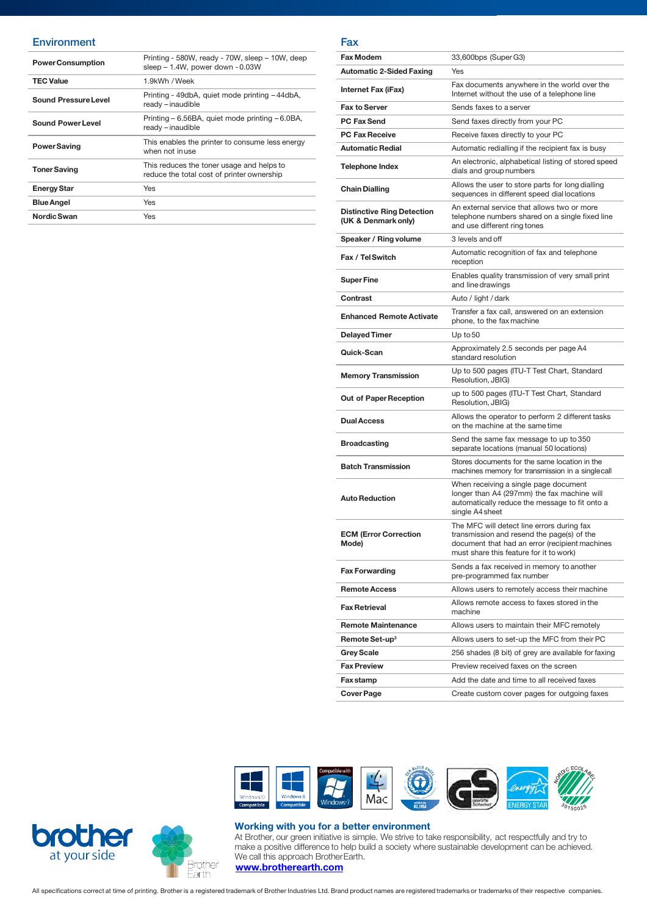## Environment

| | |
|---|---|
| **Power Consumption** | Printing - 580W, ready - 70W, sleep – 10W, deep sleep – 1.4W, power down - 0.03W |
| **TEC Value** | 1.9kWh / Week |
| **Sound Pressure Level** | Printing - 49dbA, quiet mode printing – 44dbA, ready – inaudible |
| **Sound Power Level** | Printing – 6.56BA, quiet mode printing – 6.0BA, ready – inaudible |
| **Power Saving** | This enables the printer to consume less energy when not in use |
| **Toner Saving** | This reduces the toner usage and helps to reduce the total cost of printer ownership |
| **Energy Star** | Yes |
| **Blue Angel** | Yes |
| **Nordic Swan** | Yes |

## Fax

| | |
|---|---|
| **Fax Modem** | 33,600bps (Super G3) |
| **Automatic 2-Sided Faxing** | Yes |
| **Internet Fax (iFax)** | Fax documents anywhere in the world over the Internet without the use of a telephone line |
| **Fax to Server** | Sends faxes to a server |
| **PC Fax Send** | Send faxes directly from your PC |
| **PC Fax Receive** | Receive faxes directly to your PC |
| **Automatic Redial** | Automatic redialling if the recipient fax is busy |
| **Telephone Index** | An electronic, alphabetical listing of stored speed dials and group numbers |
| **Chain Dialling** | Allows the user to store parts for long dialling sequences in different speed dial locations |
| **Distinctive Ring Detection (UK & Denmark only)** | An external service that allows two or more telephone numbers shared on a single fixed line and use different ring tones |
| **Speaker / Ring volume** | 3 levels and off |
| **Fax / Tel Switch** | Automatic recognition of fax and telephone reception |
| **Super Fine** | Enables quality transmission of very small print and line drawings |
| **Contrast** | Auto / light / dark |
| **Enhanced Remote Activate** | Transfer a fax call, answered on an extension phone, to the fax machine |
| **Delayed Timer** | Up to 50 |
| **Quick-Scan** | Approximately 2.5 seconds per page A4 standard resolution |
| **Memory Transmission** | Up to 500 pages (ITU-T Test Chart, Standard Resolution, JBIG) |
| **Out of Paper Reception** | up to 500 pages (ITU-T Test Chart, Standard Resolution, JBIG) |
| **Dual Access** | Allows the operator to perform 2 different tasks on the machine at the same time |
| **Broadcasting** | Send the same fax message to up to 350 separate locations (manual 50 locations) |
| **Batch Transmission** | Stores documents for the same location in the machines memory for transmission in a single call |
| **Auto Reduction** | When receiving a single page document longer than A4 (297mm) the fax machine will automatically reduce the message to fit onto a single A4 sheet |
| **ECM (Error Correction Mode)** | The MFC will detect line errors during fax transmission and resend the page(s) of the document that had an error (recipient machines must share this feature for it to work) |
| **Fax Forwarding** | Sends a fax received in memory to another pre-programmed fax number |
| **Remote Access** | Allows users to remotely access their machine |
| **Fax Retrieval** | Allows remote access to faxes stored in the machine |
| **Remote Maintenance** | Allows users to maintain their MFC remotely |
| **Remote Set-up[3]** | Allows users to set-up the MFC from their PC |
| **Grey Scale** | 256 shades (8 bit) of grey are available for faxing |
| **Fax Preview** | Preview received faxes on the screen |
| **Fax stamp** | Add the date and time to all received faxes |
| **Cover Page** | Create custom cover pages for outgoing faxes |

**Working with you for a better environment**

At Brother, our green initiative is simple. We strive to take responsibility, act respectfully and try to make a positive difference to help build a society where sustainable development can be achieved. We call this approach Brother Earth.

**www.brotherearth.com**

All specifications correct at time of printing. Brother is a registered trademark of Brother Industries Ltd. Brand product names are registered trademarks or trademarks of their respective companies.